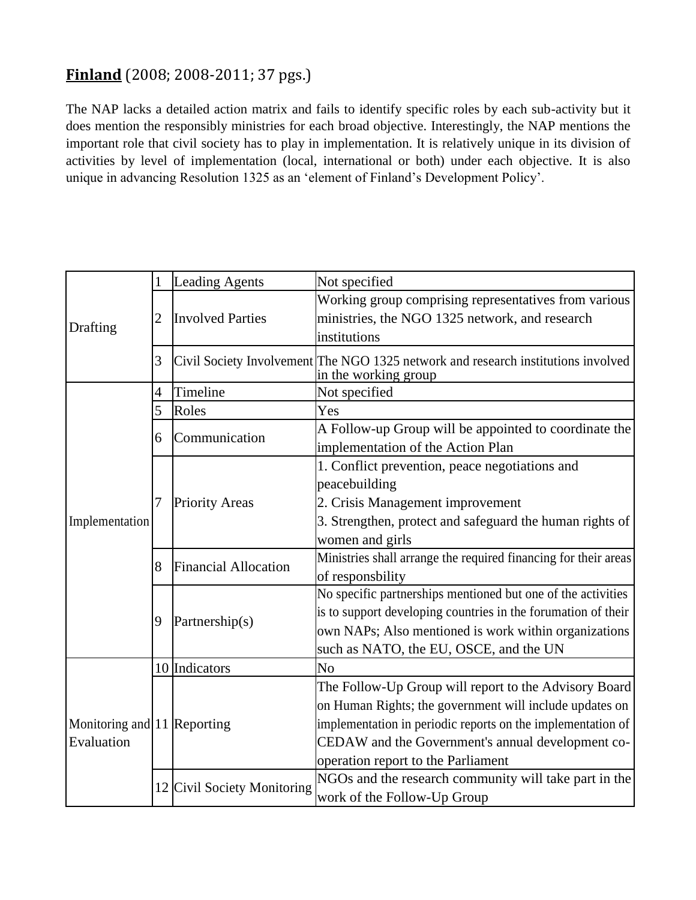**Finland** (2008; 2008-2011; 37 pgs.)

The NAP lacks a detailed action matrix and fails to identify specific roles by each sub-activity but it does mention the responsibly ministries for each broad objective. Interestingly, the NAP mentions the important role that civil society has to play in implementation. It is relatively unique in its division of activities by level of implementation (local, international or both) under each objective. It is also unique in advancing Resolution 1325 as an 'element of Finland's Development Policy'.

| | | | |
|---|---|---|---|
| Drafting | 1 | Leading Agents | Not specified |
| | 2 | Involved Parties | Working group comprising representatives from various ministries, the NGO 1325 network, and research institutions |
| | 3 | Civil Society Involvement | The NGO 1325 network and research institutions involved in the working group |
| Implementation | 4 | Timeline | Not specified |
| | 5 | Roles | Yes |
| | 6 | Communication | A Follow-up Group will be appointed to coordinate the implementation of the Action Plan |
| | 7 | Priority Areas | 1. Conflict prevention, peace negotiations and peacebuilding<br>2. Crisis Management improvement<br>3. Strengthen, protect and safeguard the human rights of women and girls |
| | 8 | Financial Allocation | Ministries shall arrange the required financing for their areas of responsbility |
| | 9 | Partnership(s) | No specific partnerships mentioned but one of the activities is to support developing countries in the forumation of their own NAPs; Also mentioned is work within organizations such as NATO, the EU, OSCE, and the UN |
| Monitoring and Evaluation | 10 | Indicators | No |
| | 11 | Reporting | The Follow-Up Group will report to the Advisory Board on Human Rights; the government will include updates on implementation in periodic reports on the implementation of CEDAW and the Government's annual development co-operation report to the Parliament |
| | 12 | Civil Society Monitoring | NGOs and the research community will take part in the work of the Follow-Up Group |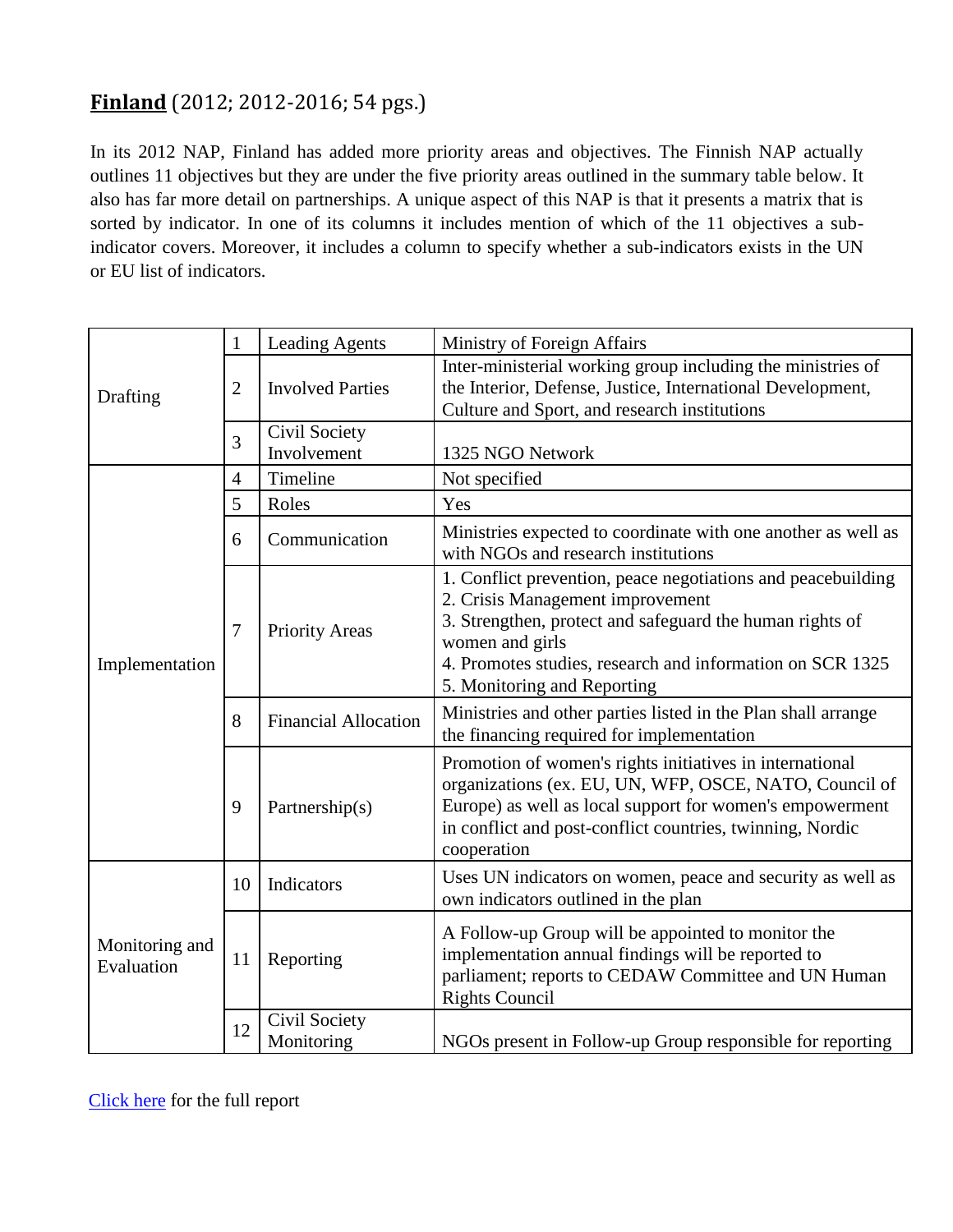## **Finland** (2012; 2012-2016; 54 pgs.)

In its 2012 NAP, Finland has added more priority areas and objectives. The Finnish NAP actually outlines 11 objectives but they are under the five priority areas outlined in the summary table below. It also has far more detail on partnerships. A unique aspect of this NAP is that it presents a matrix that is sorted by indicator. In one of its columns it includes mention of which of the 11 objectives a sub-indicator covers. Moreover, it includes a column to specify whether a sub-indicators exists in the UN or EU list of indicators.

| | | | |
|---|---|---|---|
| Drafting | 1 | Leading Agents | Ministry of Foreign Affairs |
| | 2 | Involved Parties | Inter-ministerial working group including the ministries of the Interior, Defense, Justice, International Development, Culture and Sport, and research institutions |
| | 3 | Civil Society Involvement | 1325 NGO Network |
| Implementation | 4 | Timeline | Not specified |
| | 5 | Roles | Yes |
| | 6 | Communication | Ministries expected to coordinate with one another as well as with NGOs and research institutions |
| | 7 | Priority Areas | 1. Conflict prevention, peace negotiations and peacebuilding<br>2. Crisis Management improvement<br>3. Strengthen, protect and safeguard the human rights of women and girls<br>4. Promotes studies, research and information on SCR 1325<br>5. Monitoring and Reporting |
| | 8 | Financial Allocation | Ministries and other parties listed in the Plan shall arrange the financing required for implementation |
| | 9 | Partnership(s) | Promotion of women's rights initiatives in international organizations (ex. EU, UN, WFP, OSCE, NATO, Council of Europe) as well as local support for women's empowerment in conflict and post-conflict countries, twinning, Nordic cooperation |
| Monitoring and Evaluation | 10 | Indicators | Uses UN indicators on women, peace and security as well as own indicators outlined in the plan |
| | 11 | Reporting | A Follow-up Group will be appointed to monitor the implementation annual findings will be reported to parliament; reports to CEDAW Committee and UN Human Rights Council |
| | 12 | Civil Society Monitoring | NGOs present in Follow-up Group responsible for reporting |

Click here for the full report